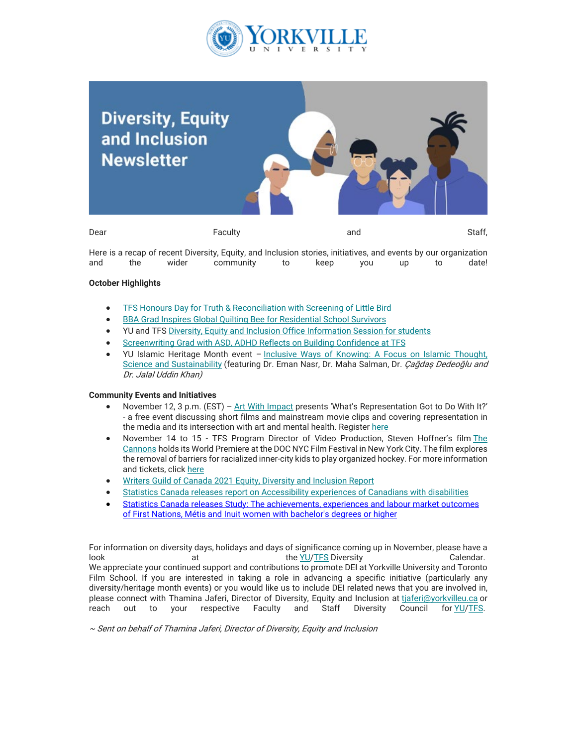Dear Faculty and Staff,

Here is a recap of recent Diversity, Equity, and Inclusion stories, initiatives, and events by our organization and the wider community to keep you up to date!

**October Highlights**

- TFS Honours Day for Truth & Reconciliation with Screening of Little Bird
- BBA Grad Inspires Global Quilting Bee for Residential School Survivors
- YU and TFS Diversity, Equity and Inclusion Office Information Session for students
- Screenwriting Grad with ASD, ADHD Reflects on Building Confidence at TFS
- YU Islamic Heritage Month event – Inclusive Ways of Knowing: A Focus on Islamic Thought, Science and Sustainability (featuring Dr. Eman Nasr, Dr. Maha Salman, Dr. *Çağdaş Dedeoğlu and Dr. Jalal Uddin Khan)*

**Community Events and Initiatives**

- November 12, 3 p.m. (EST) – Art With Impact presents 'What's Representation Got to Do With It?' - a free event discussing short films and mainstream movie clips and covering representation in the media and its intersection with art and mental health. Register here
- November 14 to 15 - TFS Program Director of Video Production, Steven Hoffner's film The Cannons holds its World Premiere at the DOC NYC Film Festival in New York City. The film explores the removal of barriers for racialized inner-city kids to play organized hockey. For more information and tickets, click here
- Writers Guild of Canada 2021 Equity, Diversity and Inclusion Report
- Statistics Canada releases report on Accessibility experiences of Canadians with disabilities
- Statistics Canada releases Study: The achievements, experiences and labour market outcomes of First Nations, Métis and Inuit women with bachelor's degrees or higher

For information on diversity days, holidays and days of significance coming up in November, please have a look at the YU/TFS Diversity Calendar.
We appreciate your continued support and contributions to promote DEI at Yorkville University and Toronto Film School. If you are interested in taking a role in advancing a specific initiative (particularly any diversity/heritage month events) or you would like us to include DEI related news that you are involved in, please connect with Thamina Jaferi, Director of Diversity, Equity and Inclusion at tjaferi@yorkvilleu.ca or reach out to your respective Faculty and Staff Diversity Council for YU/TFS.

*~ Sent on behalf of Thamina Jaferi, Director of Diversity, Equity and Inclusion*